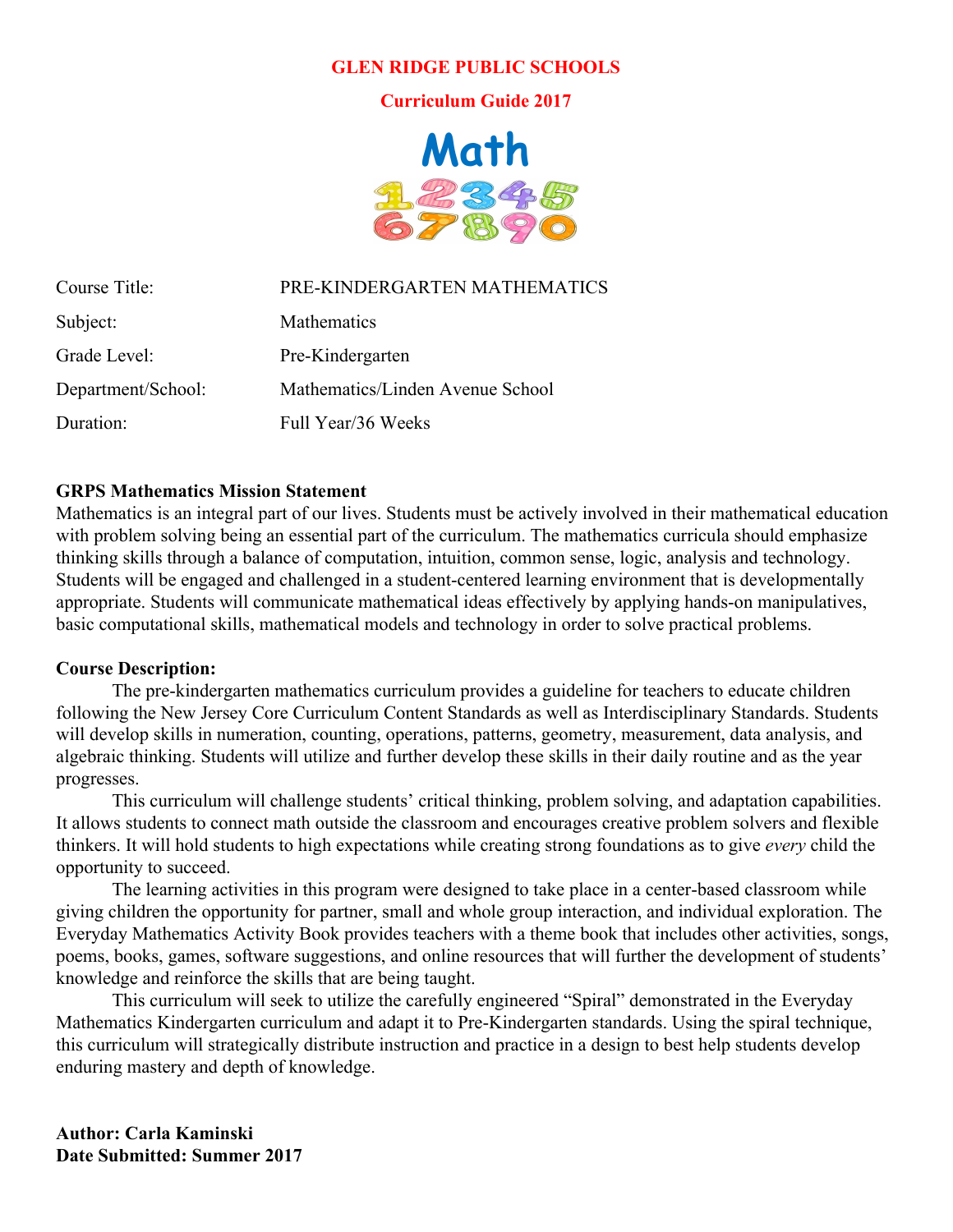# GLEN RIDGE PUBLIC SCHOOLS

## Curriculum Guide 2017

Math

1 2 3 4 5
6 7 8 9 0

| | |
|---|---|
| Course Title: | PRE-KINDERGARTEN MATHEMATICS |
| Subject: | Mathematics |
| Grade Level: | Pre-Kindergarten |
| Department/School: | Mathematics/Linden Avenue School |
| Duration: | Full Year/36 Weeks |

**GRPS Mathematics Mission Statement**

Mathematics is an integral part of our lives. Students must be actively involved in their mathematical education with problem solving being an essential part of the curriculum. The mathematics curricula should emphasize thinking skills through a balance of computation, intuition, common sense, logic, analysis and technology. Students will be engaged and challenged in a student-centered learning environment that is developmentally appropriate. Students will communicate mathematical ideas effectively by applying hands-on manipulatives, basic computational skills, mathematical models and technology in order to solve practical problems.

**Course Description:**

The pre-kindergarten mathematics curriculum provides a guideline for teachers to educate children following the New Jersey Core Curriculum Content Standards as well as Interdisciplinary Standards. Students will develop skills in numeration, counting, operations, patterns, geometry, measurement, data analysis, and algebraic thinking. Students will utilize and further develop these skills in their daily routine and as the year progresses.

This curriculum will challenge students' critical thinking, problem solving, and adaptation capabilities. It allows students to connect math outside the classroom and encourages creative problem solvers and flexible thinkers. It will hold students to high expectations while creating strong foundations as to give *every* child the opportunity to succeed.

The learning activities in this program were designed to take place in a center-based classroom while giving children the opportunity for partner, small and whole group interaction, and individual exploration. The Everyday Mathematics Activity Book provides teachers with a theme book that includes other activities, songs, poems, books, games, software suggestions, and online resources that will further the development of students' knowledge and reinforce the skills that are being taught.

This curriculum will seek to utilize the carefully engineered "Spiral" demonstrated in the Everyday Mathematics Kindergarten curriculum and adapt it to Pre-Kindergarten standards. Using the spiral technique, this curriculum will strategically distribute instruction and practice in a design to best help students develop enduring mastery and depth of knowledge.

**Author: Carla Kaminski**
**Date Submitted: Summer 2017**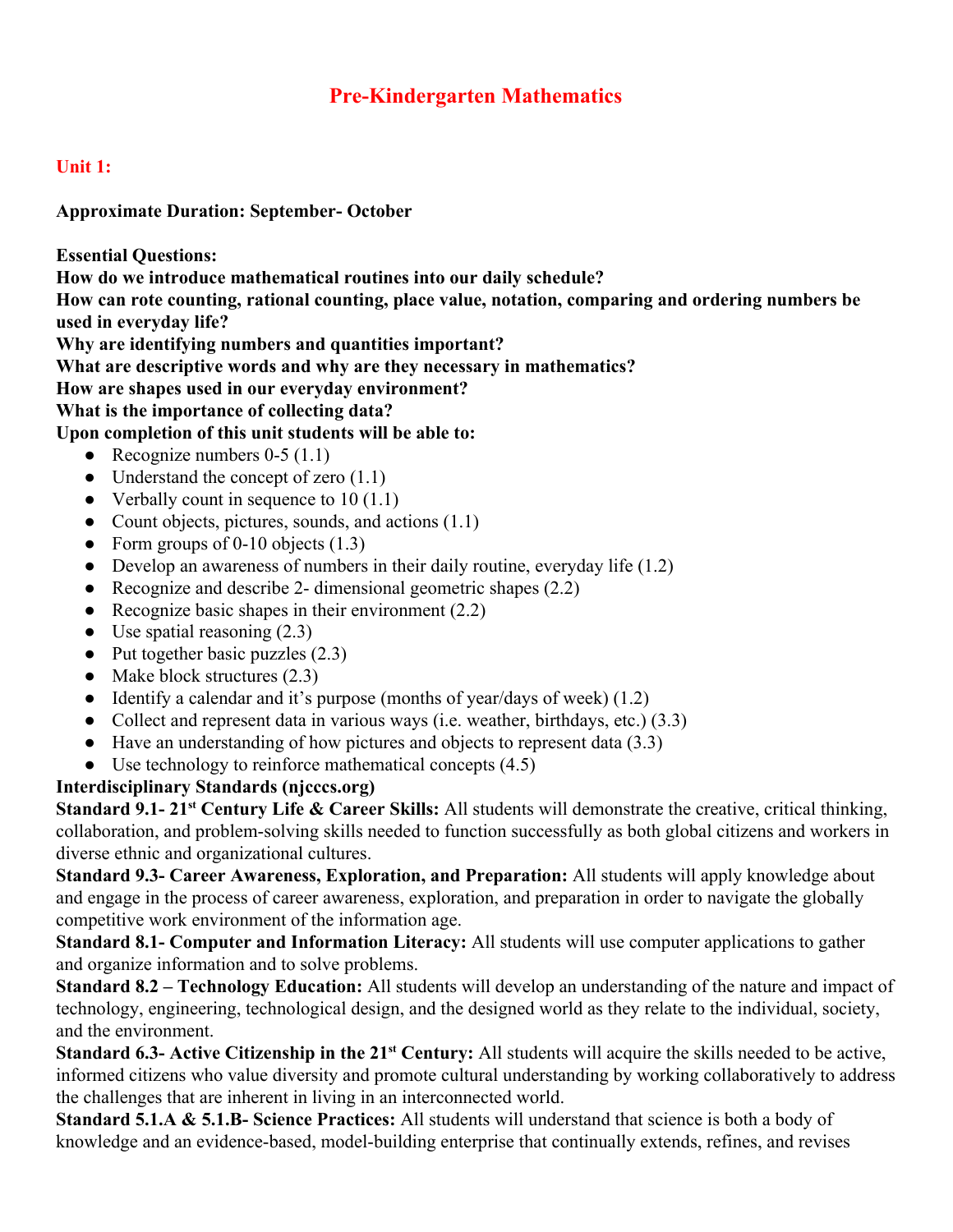# Pre-Kindergarten Mathematics

## Unit 1:

**Approximate Duration: September- October**

**Essential Questions:**
**How do we introduce mathematical routines into our daily schedule?**
**How can rote counting, rational counting, place value, notation, comparing and ordering numbers be used in everyday life?**
**Why are identifying numbers and quantities important?**
**What are descriptive words and why are they necessary in mathematics?**
**How are shapes used in our everyday environment?**
**What is the importance of collecting data?**
**Upon completion of this unit students will be able to:**

- Recognize numbers 0-5 (1.1)
- Understand the concept of zero (1.1)
- Verbally count in sequence to 10 (1.1)
- Count objects, pictures, sounds, and actions (1.1)
- Form groups of 0-10 objects (1.3)
- Develop an awareness of numbers in their daily routine, everyday life (1.2)
- Recognize and describe 2- dimensional geometric shapes (2.2)
- Recognize basic shapes in their environment (2.2)
- Use spatial reasoning (2.3)
- Put together basic puzzles (2.3)
- Make block structures (2.3)
- Identify a calendar and it's purpose (months of year/days of week) (1.2)
- Collect and represent data in various ways (i.e. weather, birthdays, etc.) (3.3)
- Have an understanding of how pictures and objects to represent data (3.3)
- Use technology to reinforce mathematical concepts (4.5)

**Interdisciplinary Standards (njcccs.org)**

**Standard 9.1- 21st Century Life & Career Skills:** All students will demonstrate the creative, critical thinking, collaboration, and problem-solving skills needed to function successfully as both global citizens and workers in diverse ethnic and organizational cultures.

**Standard 9.3- Career Awareness, Exploration, and Preparation:** All students will apply knowledge about and engage in the process of career awareness, exploration, and preparation in order to navigate the globally competitive work environment of the information age.

**Standard 8.1- Computer and Information Literacy:** All students will use computer applications to gather and organize information and to solve problems.

**Standard 8.2 – Technology Education:** All students will develop an understanding of the nature and impact of technology, engineering, technological design, and the designed world as they relate to the individual, society, and the environment.

**Standard 6.3- Active Citizenship in the 21st Century:** All students will acquire the skills needed to be active, informed citizens who value diversity and promote cultural understanding by working collaboratively to address the challenges that are inherent in living in an interconnected world.

**Standard 5.1.A & 5.1.B- Science Practices:** All students will understand that science is both a body of knowledge and an evidence-based, model-building enterprise that continually extends, refines, and revises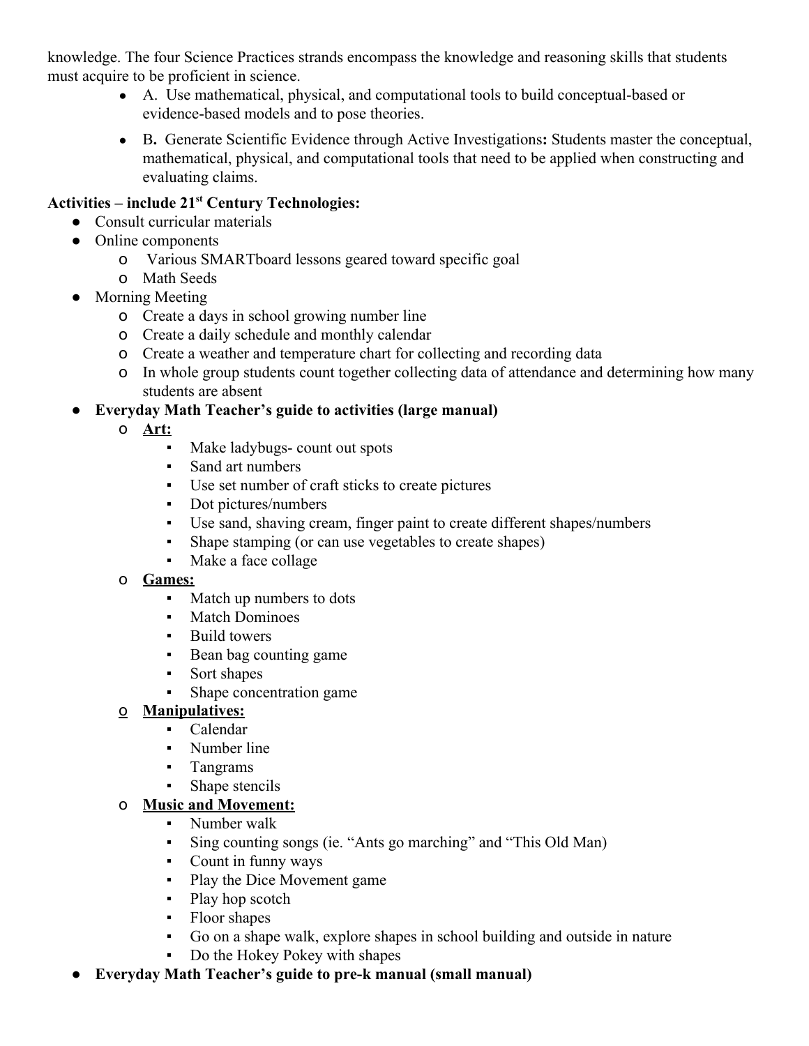knowledge. The four Science Practices strands encompass the knowledge and reasoning skills that students must acquire to be proficient in science.

- A. Use mathematical, physical, and computational tools to build conceptual-based or evidence-based models and to pose theories.
- B**.** Generate Scientific Evidence through Active Investigations**:** Students master the conceptual, mathematical, physical, and computational tools that need to be applied when constructing and evaluating claims.

**Activities – include 21st Century Technologies:**

- Consult curricular materials
- Online components
  - Various SMARTboard lessons geared toward specific goal
  - Math Seeds
- Morning Meeting
  - Create a days in school growing number line
  - Create a daily schedule and monthly calendar
  - Create a weather and temperature chart for collecting and recording data
  - In whole group students count together collecting data of attendance and determining how many students are absent
- **Everyday Math Teacher's guide to activities (large manual)**
  - **Art:**
    - Make ladybugs- count out spots
    - Sand art numbers
    - Use set number of craft sticks to create pictures
    - Dot pictures/numbers
    - Use sand, shaving cream, finger paint to create different shapes/numbers
    - Shape stamping (or can use vegetables to create shapes)
    - Make a face collage
  - **Games:**
    - Match up numbers to dots
    - Match Dominoes
    - Build towers
    - Bean bag counting game
    - Sort shapes
    - Shape concentration game
  - **Manipulatives:**
    - Calendar
    - Number line
    - Tangrams
    - Shape stencils
  - **Music and Movement:**
    - Number walk
    - Sing counting songs (ie. "Ants go marching" and "This Old Man)
    - Count in funny ways
    - Play the Dice Movement game
    - Play hop scotch
    - Floor shapes
    - Go on a shape walk, explore shapes in school building and outside in nature
    - Do the Hokey Pokey with shapes
- **Everyday Math Teacher's guide to pre-k manual (small manual)**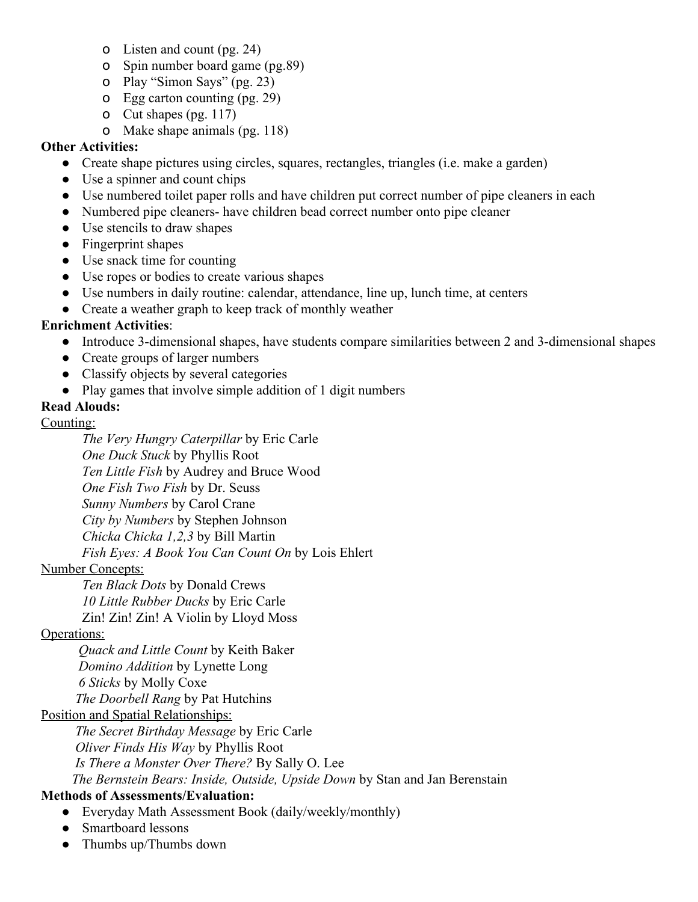- Listen and count (pg. 24)
- Spin number board game (pg.89)
- Play "Simon Says" (pg. 23)
- Egg carton counting (pg. 29)
- Cut shapes (pg. 117)
- Make shape animals (pg. 118)

**Other Activities:**

- Create shape pictures using circles, squares, rectangles, triangles (i.e. make a garden)
- Use a spinner and count chips
- Use numbered toilet paper rolls and have children put correct number of pipe cleaners in each
- Numbered pipe cleaners- have children bead correct number onto pipe cleaner
- Use stencils to draw shapes
- Fingerprint shapes
- Use snack time for counting
- Use ropes or bodies to create various shapes
- Use numbers in daily routine: calendar, attendance, line up, lunch time, at centers
- Create a weather graph to keep track of monthly weather

**Enrichment Activities**:

- Introduce 3-dimensional shapes, have students compare similarities between 2 and 3-dimensional shapes
- Create groups of larger numbers
- Classify objects by several categories
- Play games that involve simple addition of 1 digit numbers

**Read Alouds:**

<u>Counting:</u>

*The Very Hungry Caterpillar* by Eric Carle
*One Duck Stuck* by Phyllis Root
*Ten Little Fish* by Audrey and Bruce Wood
*One Fish Two Fish* by Dr. Seuss
*Sunny Numbers* by Carol Crane
*City by Numbers* by Stephen Johnson
*Chicka Chicka 1,2,3* by Bill Martin
*Fish Eyes: A Book You Can Count On* by Lois Ehlert

<u>Number Concepts:</u>

*Ten Black Dots* by Donald Crews
*10 Little Rubber Ducks* by Eric Carle
Zin! Zin! Zin! A Violin by Lloyd Moss

<u>Operations:</u>

*Quack and Little Count* by Keith Baker
*Domino Addition* by Lynette Long
*6 Sticks* by Molly Coxe
*The Doorbell Rang* by Pat Hutchins

<u>Position and Spatial Relationships:</u>

*The Secret Birthday Message* by Eric Carle
*Oliver Finds His Way* by Phyllis Root
*Is There a Monster Over There?* By Sally O. Lee
*The Bernstein Bears: Inside, Outside, Upside Down* by Stan and Jan Berenstain

**Methods of Assessments/Evaluation:**

- Everyday Math Assessment Book (daily/weekly/monthly)
- Smartboard lessons
- Thumbs up/Thumbs down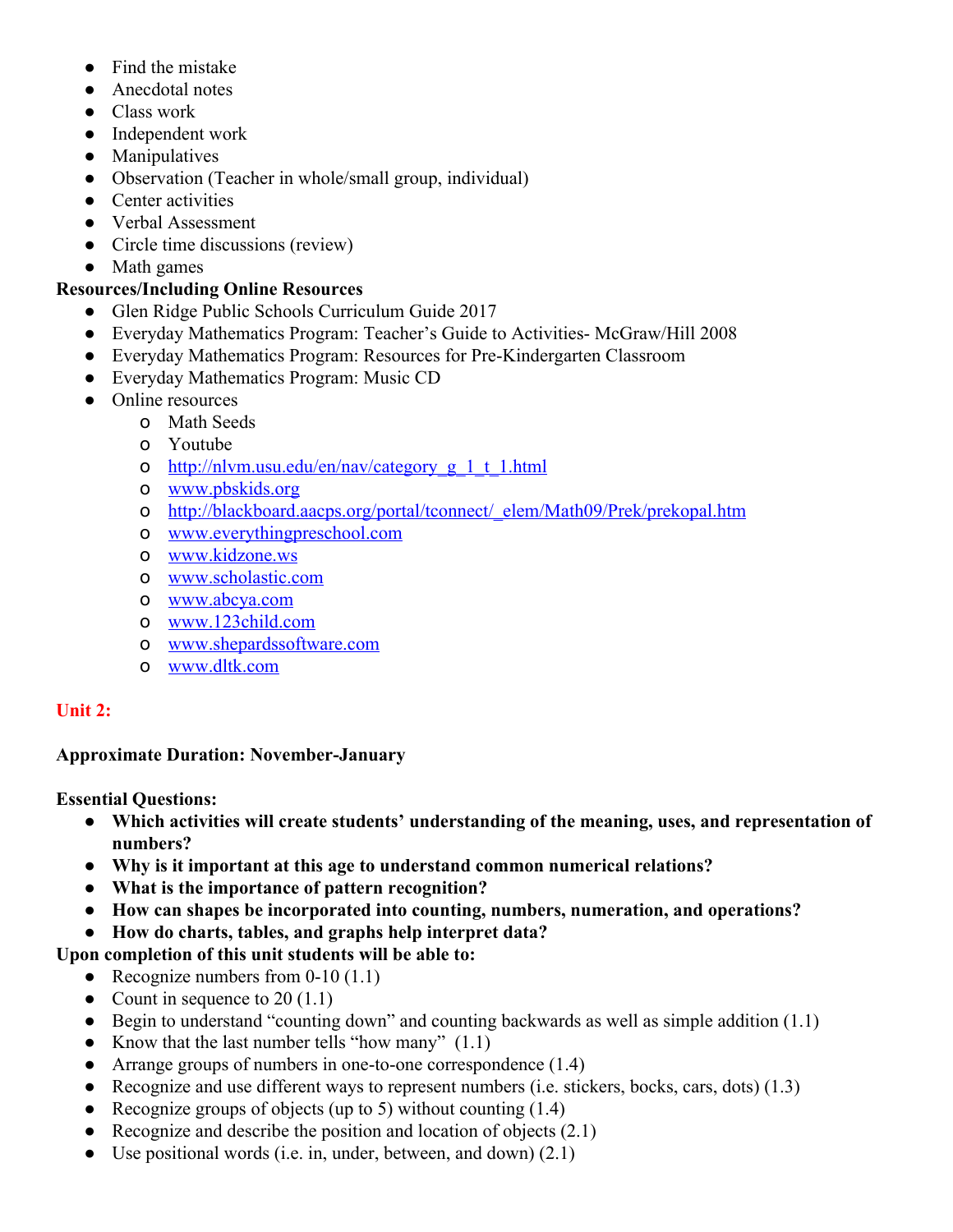- Find the mistake
- Anecdotal notes
- Class work
- Independent work
- Manipulatives
- Observation (Teacher in whole/small group, individual)
- Center activities
- Verbal Assessment
- Circle time discussions (review)
- Math games

**Resources/Including Online Resources**

- Glen Ridge Public Schools Curriculum Guide 2017
- Everyday Mathematics Program: Teacher's Guide to Activities- McGraw/Hill 2008
- Everyday Mathematics Program: Resources for Pre-Kindergarten Classroom
- Everyday Mathematics Program: Music CD
- Online resources
  - Math Seeds
  - Youtube
  - http://nlvm.usu.edu/en/nav/category_g_1_t_1.html
  - www.pbskids.org
  - http://blackboard.aacps.org/portal/tconnect/_elem/Math09/Prek/prekopal.htm
  - www.everythingpreschool.com
  - www.kidzone.ws
  - www.scholastic.com
  - www.abcya.com
  - www.123child.com
  - www.shepardssoftware.com
  - www.dltk.com

## Unit 2:

**Approximate Duration: November-January**

**Essential Questions:**

- **Which activities will create students' understanding of the meaning, uses, and representation of numbers?**
- **Why is it important at this age to understand common numerical relations?**
- **What is the importance of pattern recognition?**
- **How can shapes be incorporated into counting, numbers, numeration, and operations?**
- **How do charts, tables, and graphs help interpret data?**

**Upon completion of this unit students will be able to:**

- Recognize numbers from 0-10 (1.1)
- Count in sequence to 20 (1.1)
- Begin to understand "counting down" and counting backwards as well as simple addition (1.1)
- Know that the last number tells "how many" (1.1)
- Arrange groups of numbers in one-to-one correspondence (1.4)
- Recognize and use different ways to represent numbers (i.e. stickers, bocks, cars, dots) (1.3)
- Recognize groups of objects (up to 5) without counting (1.4)
- Recognize and describe the position and location of objects (2.1)
- Use positional words (i.e. in, under, between, and down) (2.1)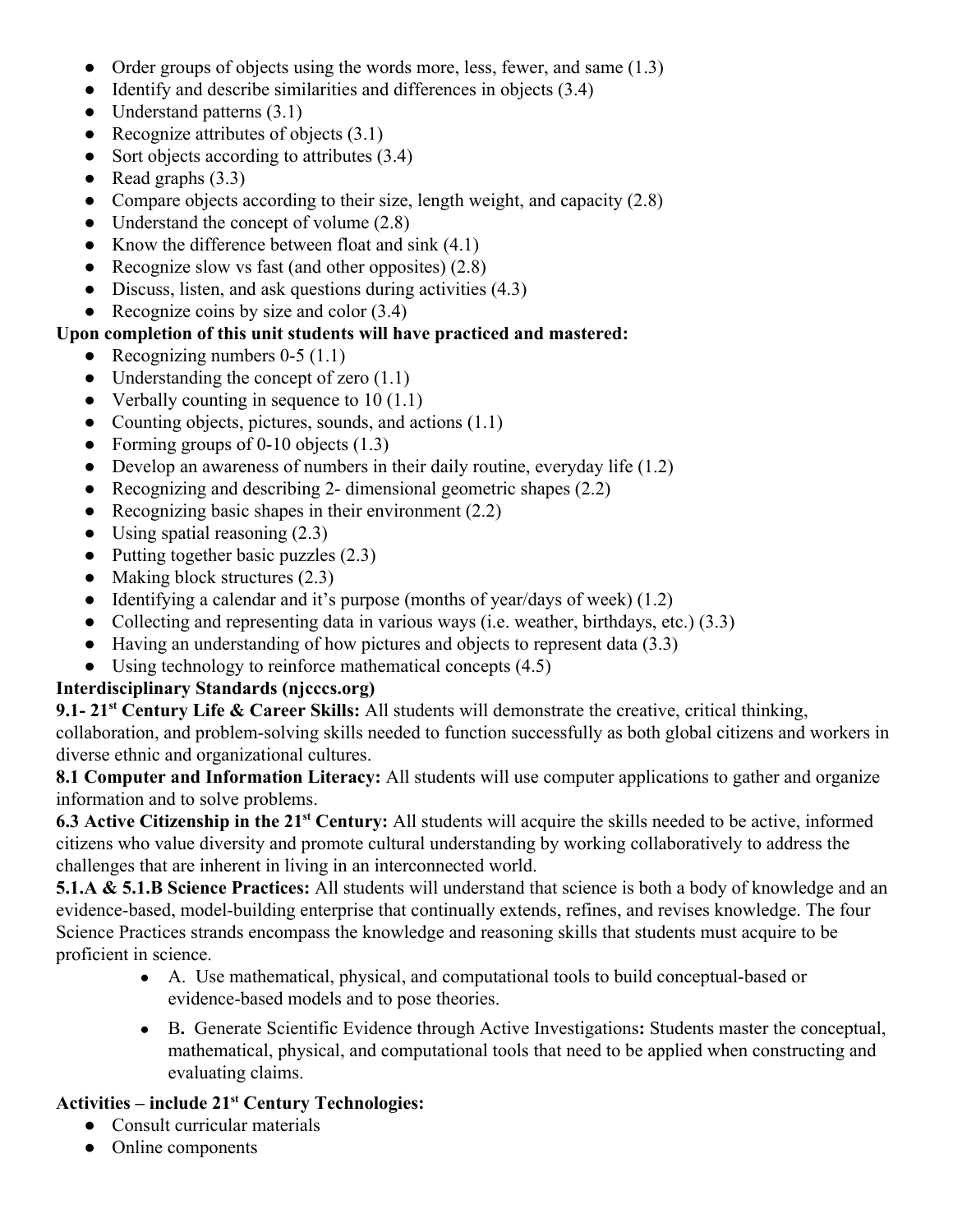- Order groups of objects using the words more, less, fewer, and same (1.3)
- Identify and describe similarities and differences in objects (3.4)
- Understand patterns (3.1)
- Recognize attributes of objects (3.1)
- Sort objects according to attributes (3.4)
- Read graphs (3.3)
- Compare objects according to their size, length weight, and capacity (2.8)
- Understand the concept of volume (2.8)
- Know the difference between float and sink (4.1)
- Recognize slow vs fast (and other opposites) (2.8)
- Discuss, listen, and ask questions during activities (4.3)
- Recognize coins by size and color (3.4)

**Upon completion of this unit students will have practiced and mastered:**

- Recognizing numbers 0-5 (1.1)
- Understanding the concept of zero (1.1)
- Verbally counting in sequence to 10 (1.1)
- Counting objects, pictures, sounds, and actions (1.1)
- Forming groups of 0-10 objects (1.3)
- Develop an awareness of numbers in their daily routine, everyday life (1.2)
- Recognizing and describing 2- dimensional geometric shapes (2.2)
- Recognizing basic shapes in their environment (2.2)
- Using spatial reasoning (2.3)
- Putting together basic puzzles (2.3)
- Making block structures (2.3)
- Identifying a calendar and it's purpose (months of year/days of week) (1.2)
- Collecting and representing data in various ways (i.e. weather, birthdays, etc.) (3.3)
- Having an understanding of how pictures and objects to represent data (3.3)
- Using technology to reinforce mathematical concepts (4.5)

**Interdisciplinary Standards (njcccs.org)**

**9.1- 21st Century Life & Career Skills:** All students will demonstrate the creative, critical thinking, collaboration, and problem-solving skills needed to function successfully as both global citizens and workers in diverse ethnic and organizational cultures.

**8.1 Computer and Information Literacy:** All students will use computer applications to gather and organize information and to solve problems.

**6.3 Active Citizenship in the 21st Century:** All students will acquire the skills needed to be active, informed citizens who value diversity and promote cultural understanding by working collaboratively to address the challenges that are inherent in living in an interconnected world.

**5.1.A & 5.1.B Science Practices:** All students will understand that science is both a body of knowledge and an evidence-based, model-building enterprise that continually extends, refines, and revises knowledge. The four Science Practices strands encompass the knowledge and reasoning skills that students must acquire to be proficient in science.

- A. Use mathematical, physical, and computational tools to build conceptual-based or evidence-based models and to pose theories.
- B**.** Generate Scientific Evidence through Active Investigations**:** Students master the conceptual, mathematical, physical, and computational tools that need to be applied when constructing and evaluating claims.

**Activities – include 21st Century Technologies:**

- Consult curricular materials
- Online components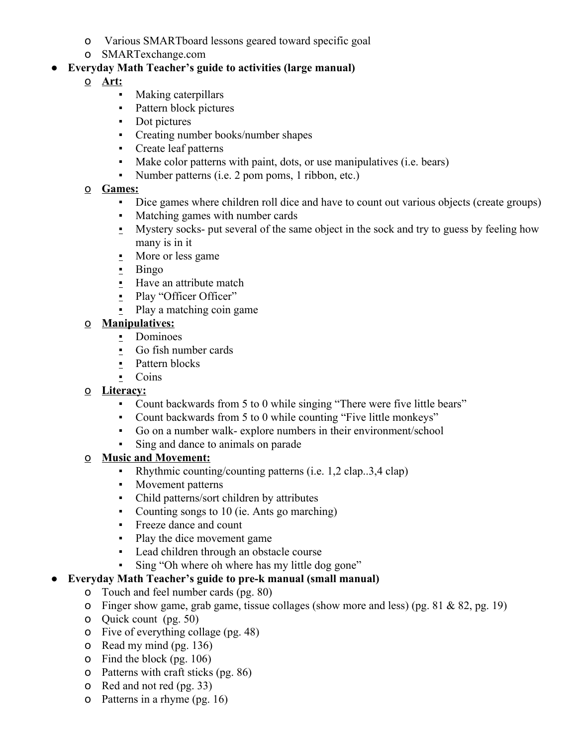- Various SMARTboard lessons geared toward specific goal
  - SMARTexchange.com
- **Everyday Math Teacher's guide to activities (large manual)**
  - **<u>Art:</u>**
    - Making caterpillars
    - Pattern block pictures
    - Dot pictures
    - Creating number books/number shapes
    - Create leaf patterns
    - Make color patterns with paint, dots, or use manipulatives (i.e. bears)
    - Number patterns (i.e. 2 pom poms, 1 ribbon, etc.)
  - **<u>Games:</u>**
    - Dice games where children roll dice and have to count out various objects (create groups)
    - Matching games with number cards
    - Mystery socks- put several of the same object in the sock and try to guess by feeling how many is in it
    - More or less game
    - Bingo
    - Have an attribute match
    - Play "Officer Officer"
    - Play a matching coin game
  - **<u>Manipulatives:</u>**
    - Dominoes
    - Go fish number cards
    - Pattern blocks
    - Coins
  - **<u>Literacy:</u>**
    - Count backwards from 5 to 0 while singing "There were five little bears"
    - Count backwards from 5 to 0 while counting "Five little monkeys"
    - Go on a number walk- explore numbers in their environment/school
    - Sing and dance to animals on parade
  - **<u>Music and Movement:</u>**
    - Rhythmic counting/counting patterns (i.e. 1,2 clap..3,4 clap)
    - Movement patterns
    - Child patterns/sort children by attributes
    - Counting songs to 10 (ie. Ants go marching)
    - Freeze dance and count
    - Play the dice movement game
    - Lead children through an obstacle course
    - Sing "Oh where oh where has my little dog gone"
- **Everyday Math Teacher's guide to pre-k manual (small manual)**
  - Touch and feel number cards (pg. 80)
  - Finger show game, grab game, tissue collages (show more and less) (pg. 81 & 82, pg. 19)
  - Quick count (pg. 50)
  - Five of everything collage (pg. 48)
  - Read my mind (pg. 136)
  - Find the block (pg. 106)
  - Patterns with craft sticks (pg. 86)
  - Red and not red (pg. 33)
  - Patterns in a rhyme (pg. 16)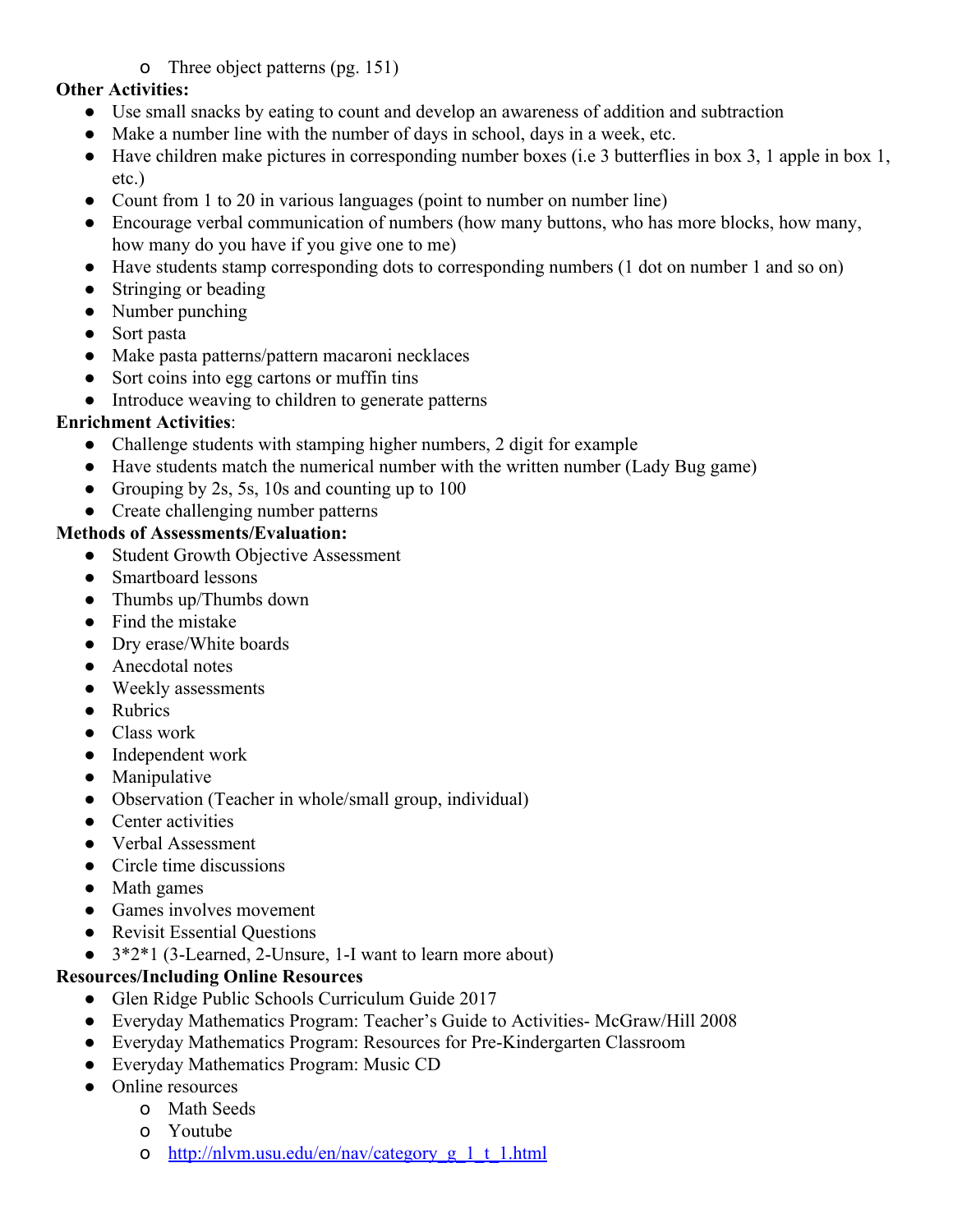- Three object patterns (pg. 151)

**Other Activities:**

- Use small snacks by eating to count and develop an awareness of addition and subtraction
- Make a number line with the number of days in school, days in a week, etc.
- Have children make pictures in corresponding number boxes (i.e 3 butterflies in box 3, 1 apple in box 1, etc.)
- Count from 1 to 20 in various languages (point to number on number line)
- Encourage verbal communication of numbers (how many buttons, who has more blocks, how many, how many do you have if you give one to me)
- Have students stamp corresponding dots to corresponding numbers (1 dot on number 1 and so on)
- Stringing or beading
- Number punching
- Sort pasta
- Make pasta patterns/pattern macaroni necklaces
- Sort coins into egg cartons or muffin tins
- Introduce weaving to children to generate patterns

**Enrichment Activities**:

- Challenge students with stamping higher numbers, 2 digit for example
- Have students match the numerical number with the written number (Lady Bug game)
- Grouping by 2s, 5s, 10s and counting up to 100
- Create challenging number patterns

**Methods of Assessments/Evaluation:**

- Student Growth Objective Assessment
- Smartboard lessons
- Thumbs up/Thumbs down
- Find the mistake
- Dry erase/White boards
- Anecdotal notes
- Weekly assessments
- Rubrics
- Class work
- Independent work
- Manipulative
- Observation (Teacher in whole/small group, individual)
- Center activities
- Verbal Assessment
- Circle time discussions
- Math games
- Games involves movement
- Revisit Essential Questions
- 3*2*1 (3-Learned, 2-Unsure, 1-I want to learn more about)

**Resources/Including Online Resources**

- Glen Ridge Public Schools Curriculum Guide 2017
- Everyday Mathematics Program: Teacher's Guide to Activities- McGraw/Hill 2008
- Everyday Mathematics Program: Resources for Pre-Kindergarten Classroom
- Everyday Mathematics Program: Music CD
- Online resources
  - Math Seeds
  - Youtube
  - [http://nlvm.usu.edu/en/nav/category_g_1_t_1.html](http://nlvm.usu.edu/en/nav/category_g_1_t_1.html)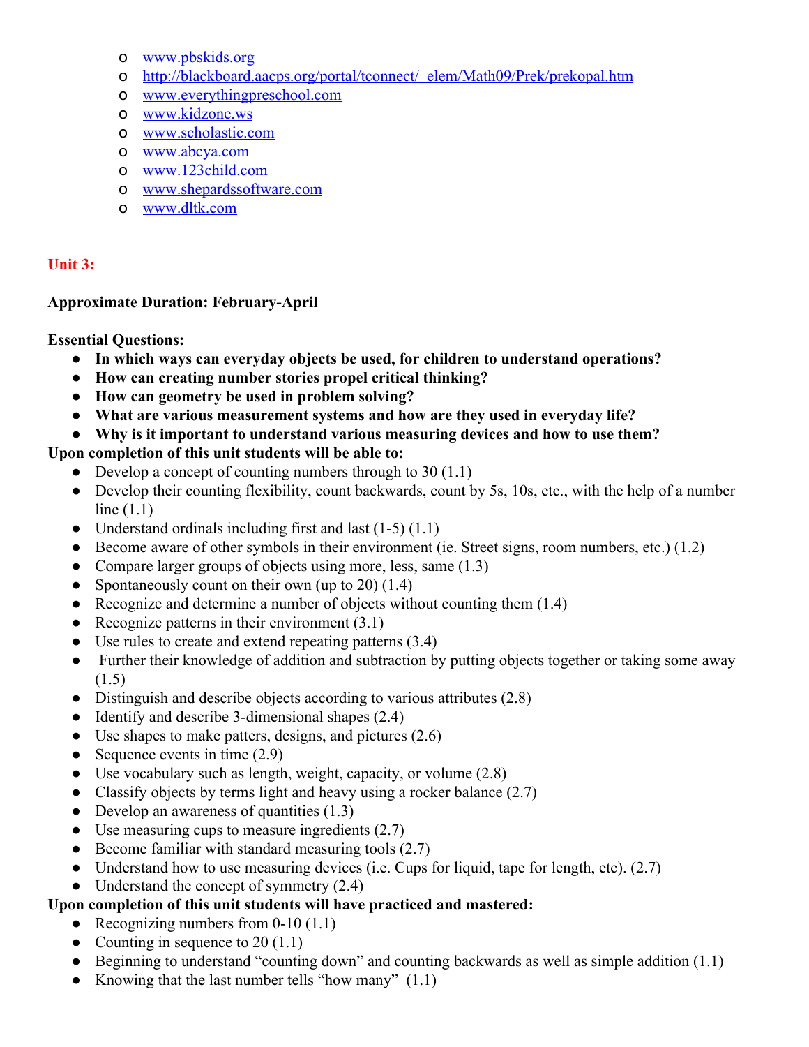- www.pbskids.org
- http://blackboard.aacps.org/portal/tconnect/_elem/Math09/Prek/prekopal.htm
- www.everythingpreschool.com
- www.kidzone.ws
- www.scholastic.com
- www.abcya.com
- www.123child.com
- www.shepardssoftware.com
- www.dltk.com

## Unit 3:

**Approximate Duration: February-April**

**Essential Questions:**

- **In which ways can everyday objects be used, for children to understand operations?**
- **How can creating number stories propel critical thinking?**
- **How can geometry be used in problem solving?**
- **What are various measurement systems and how are they used in everyday life?**
- **Why is it important to understand various measuring devices and how to use them?**

**Upon completion of this unit students will be able to:**

- Develop a concept of counting numbers through to 30 (1.1)
- Develop their counting flexibility, count backwards, count by 5s, 10s, etc., with the help of a number line (1.1)
- Understand ordinals including first and last (1-5) (1.1)
- Become aware of other symbols in their environment (ie. Street signs, room numbers, etc.) (1.2)
- Compare larger groups of objects using more, less, same (1.3)
- Spontaneously count on their own (up to 20) (1.4)
- Recognize and determine a number of objects without counting them (1.4)
- Recognize patterns in their environment (3.1)
- Use rules to create and extend repeating patterns (3.4)
- Further their knowledge of addition and subtraction by putting objects together or taking some away (1.5)
- Distinguish and describe objects according to various attributes (2.8)
- Identify and describe 3-dimensional shapes (2.4)
- Use shapes to make patters, designs, and pictures (2.6)
- Sequence events in time (2.9)
- Use vocabulary such as length, weight, capacity, or volume (2.8)
- Classify objects by terms light and heavy using a rocker balance (2.7)
- Develop an awareness of quantities (1.3)
- Use measuring cups to measure ingredients (2.7)
- Become familiar with standard measuring tools (2.7)
- Understand how to use measuring devices (i.e. Cups for liquid, tape for length, etc). (2.7)
- Understand the concept of symmetry (2.4)

**Upon completion of this unit students will have practiced and mastered:**

- Recognizing numbers from 0-10 (1.1)
- Counting in sequence to 20 (1.1)
- Beginning to understand "counting down" and counting backwards as well as simple addition (1.1)
- Knowing that the last number tells "how many" (1.1)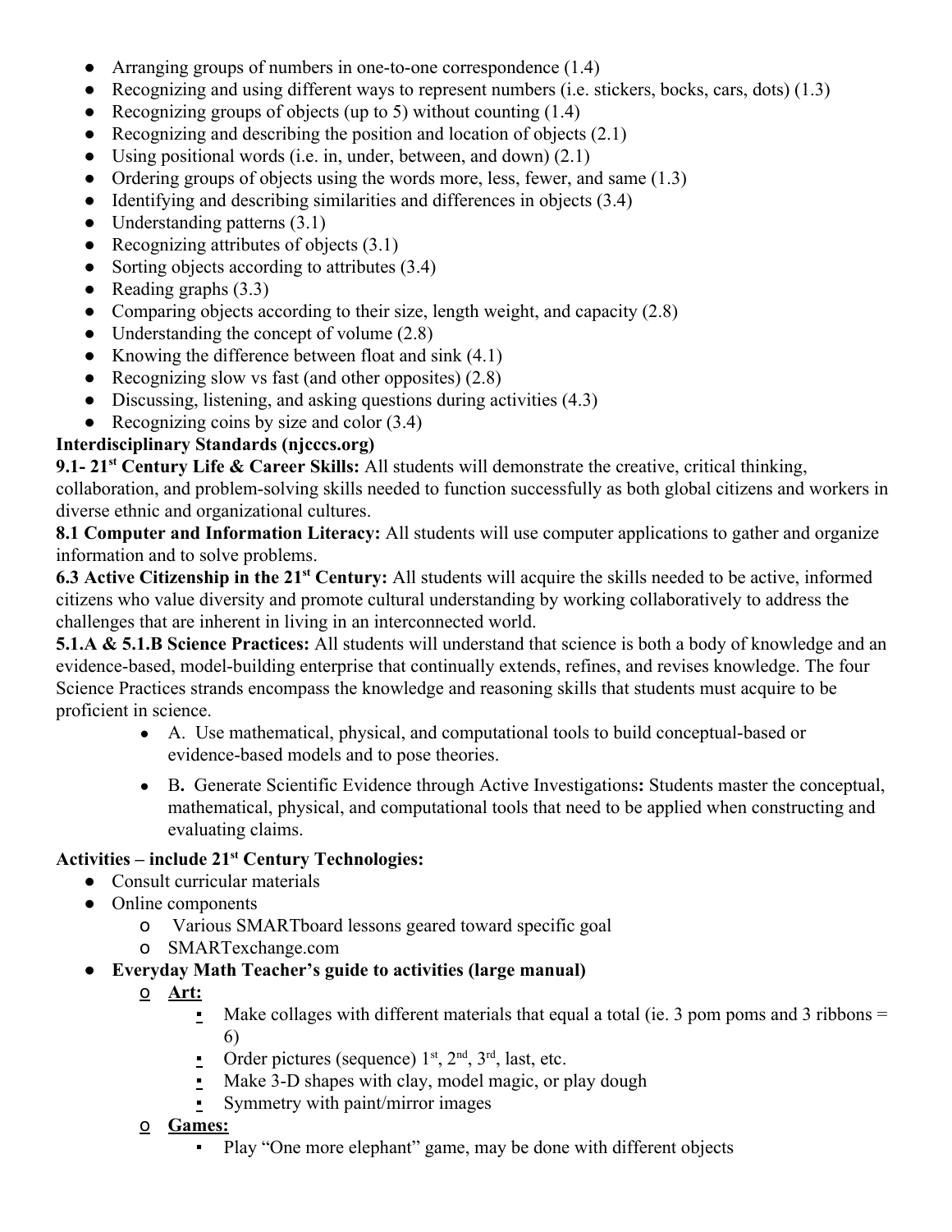- Arranging groups of numbers in one-to-one correspondence (1.4)
- Recognizing and using different ways to represent numbers (i.e. stickers, bocks, cars, dots) (1.3)
- Recognizing groups of objects (up to 5) without counting (1.4)
- Recognizing and describing the position and location of objects (2.1)
- Using positional words (i.e. in, under, between, and down) (2.1)
- Ordering groups of objects using the words more, less, fewer, and same (1.3)
- Identifying and describing similarities and differences in objects (3.4)
- Understanding patterns (3.1)
- Recognizing attributes of objects (3.1)
- Sorting objects according to attributes (3.4)
- Reading graphs (3.3)
- Comparing objects according to their size, length weight, and capacity (2.8)
- Understanding the concept of volume (2.8)
- Knowing the difference between float and sink (4.1)
- Recognizing slow vs fast (and other opposites) (2.8)
- Discussing, listening, and asking questions during activities (4.3)
- Recognizing coins by size and color (3.4)

**Interdisciplinary Standards (njcccs.org)**

**9.1- 21st Century Life & Career Skills:** All students will demonstrate the creative, critical thinking, collaboration, and problem-solving skills needed to function successfully as both global citizens and workers in diverse ethnic and organizational cultures.

**8.1 Computer and Information Literacy:** All students will use computer applications to gather and organize information and to solve problems.

**6.3 Active Citizenship in the 21st Century:** All students will acquire the skills needed to be active, informed citizens who value diversity and promote cultural understanding by working collaboratively to address the challenges that are inherent in living in an interconnected world.

**5.1.A & 5.1.B Science Practices:** All students will understand that science is both a body of knowledge and an evidence-based, model-building enterprise that continually extends, refines, and revises knowledge. The four Science Practices strands encompass the knowledge and reasoning skills that students must acquire to be proficient in science.

- A. Use mathematical, physical, and computational tools to build conceptual-based or evidence-based models and to pose theories.
- B**.** Generate Scientific Evidence through Active Investigations**:** Students master the conceptual, mathematical, physical, and computational tools that need to be applied when constructing and evaluating claims.

**Activities – include 21st Century Technologies:**

- Consult curricular materials
- Online components
  - Various SMARTboard lessons geared toward specific goal
  - SMARTexchange.com
- **Everyday Math Teacher's guide to activities (large manual)**
  - **Art:**
    - Make collages with different materials that equal a total (ie. 3 pom poms and 3 ribbons = 6)
    - Order pictures (sequence) 1st, 2nd, 3rd, last, etc.
    - Make 3-D shapes with clay, model magic, or play dough
    - Symmetry with paint/mirror images
  - **Games:**
    - Play "One more elephant" game, may be done with different objects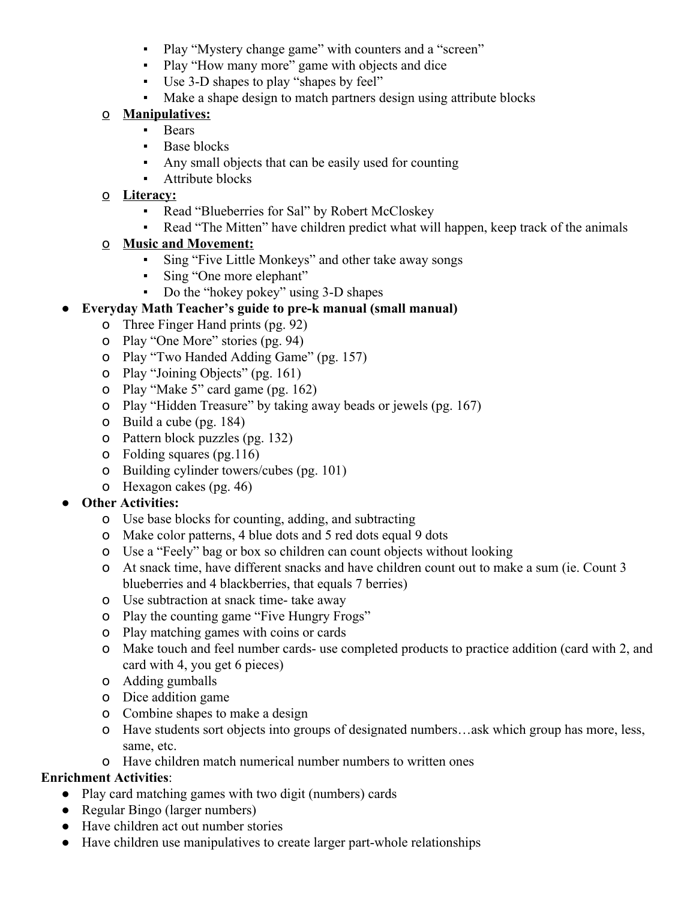- Play "Mystery change game" with counters and a "screen"
        - Play "How many more" game with objects and dice
        - Use 3-D shapes to play "shapes by feel"
        - Make a shape design to match partners design using attribute blocks
    - **Manipulatives:**
        - Bears
        - Base blocks
        - Any small objects that can be easily used for counting
        - Attribute blocks
    - **Literacy:**
        - Read "Blueberries for Sal" by Robert McCloskey
        - Read "The Mitten" have children predict what will happen, keep track of the animals
    - **Music and Movement:**
        - Sing "Five Little Monkeys" and other take away songs
        - Sing "One more elephant"
        - Do the "hokey pokey" using 3-D shapes
- **Everyday Math Teacher's guide to pre-k manual (small manual)**
    - Three Finger Hand prints (pg. 92)
    - Play "One More" stories (pg. 94)
    - Play "Two Handed Adding Game" (pg. 157)
    - Play "Joining Objects" (pg. 161)
    - Play "Make 5" card game (pg. 162)
    - Play "Hidden Treasure" by taking away beads or jewels (pg. 167)
    - Build a cube (pg. 184)
    - Pattern block puzzles (pg. 132)
    - Folding squares (pg.116)
    - Building cylinder towers/cubes (pg. 101)
    - Hexagon cakes (pg. 46)
- **Other Activities:**
    - Use base blocks for counting, adding, and subtracting
    - Make color patterns, 4 blue dots and 5 red dots equal 9 dots
    - Use a "Feely" bag or box so children can count objects without looking
    - At snack time, have different snacks and have children count out to make a sum (ie. Count 3 blueberries and 4 blackberries, that equals 7 berries)
    - Use subtraction at snack time- take away
    - Play the counting game "Five Hungry Frogs"
    - Play matching games with coins or cards
    - Make touch and feel number cards- use completed products to practice addition (card with 2, and card with 4, you get 6 pieces)
    - Adding gumballs
    - Dice addition game
    - Combine shapes to make a design
    - Have students sort objects into groups of designated numbers…ask which group has more, less, same, etc.
    - Have children match numerical number numbers to written ones

**Enrichment Activities**:

- Play card matching games with two digit (numbers) cards
- Regular Bingo (larger numbers)
- Have children act out number stories
- Have children use manipulatives to create larger part-whole relationships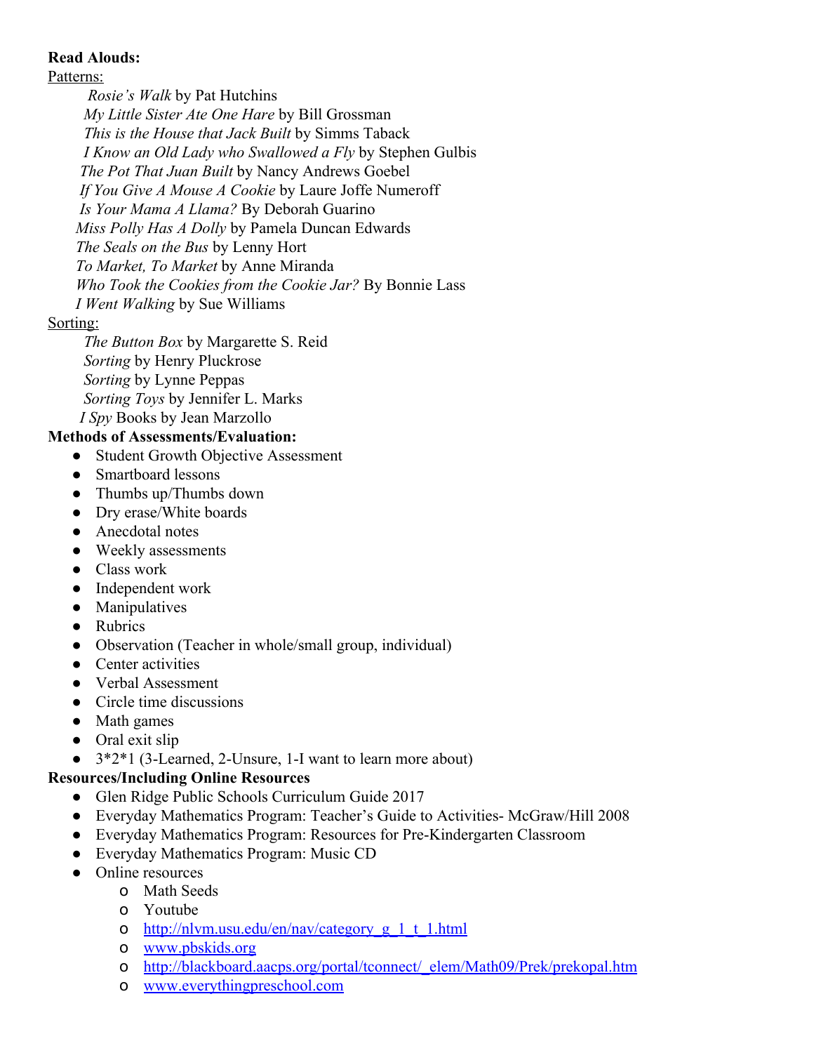**Read Alouds:**

Patterns:

*Rosie's Walk* by Pat Hutchins
*My Little Sister Ate One Hare* by Bill Grossman
*This is the House that Jack Built* by Simms Taback
*I Know an Old Lady who Swallowed a Fly* by Stephen Gulbis
*The Pot That Juan Built* by Nancy Andrews Goebel
*If You Give A Mouse A Cookie* by Laure Joffe Numeroff
*Is Your Mama A Llama?* By Deborah Guarino
*Miss Polly Has A Dolly* by Pamela Duncan Edwards
*The Seals on the Bus* by Lenny Hort
*To Market, To Market* by Anne Miranda
*Who Took the Cookies from the Cookie Jar?* By Bonnie Lass
*I Went Walking* by Sue Williams

Sorting:

*The Button Box* by Margarette S. Reid
*Sorting* by Henry Pluckrose
*Sorting* by Lynne Peppas
*Sorting Toys* by Jennifer L. Marks
*I Spy* Books by Jean Marzollo

**Methods of Assessments/Evaluation:**

- Student Growth Objective Assessment
- Smartboard lessons
- Thumbs up/Thumbs down
- Dry erase/White boards
- Anecdotal notes
- Weekly assessments
- Class work
- Independent work
- Manipulatives
- Rubrics
- Observation (Teacher in whole/small group, individual)
- Center activities
- Verbal Assessment
- Circle time discussions
- Math games
- Oral exit slip
- 3*2*1 (3-Learned, 2-Unsure, 1-I want to learn more about)

**Resources/Including Online Resources**

- Glen Ridge Public Schools Curriculum Guide 2017
- Everyday Mathematics Program: Teacher's Guide to Activities- McGraw/Hill 2008
- Everyday Mathematics Program: Resources for Pre-Kindergarten Classroom
- Everyday Mathematics Program: Music CD
- Online resources
  - Math Seeds
  - Youtube
  - http://nlvm.usu.edu/en/nav/category_g_1_t_1.html
  - www.pbskids.org
  - http://blackboard.aacps.org/portal/tconnect/_elem/Math09/Prek/prekopal.htm
  - www.everythingpreschool.com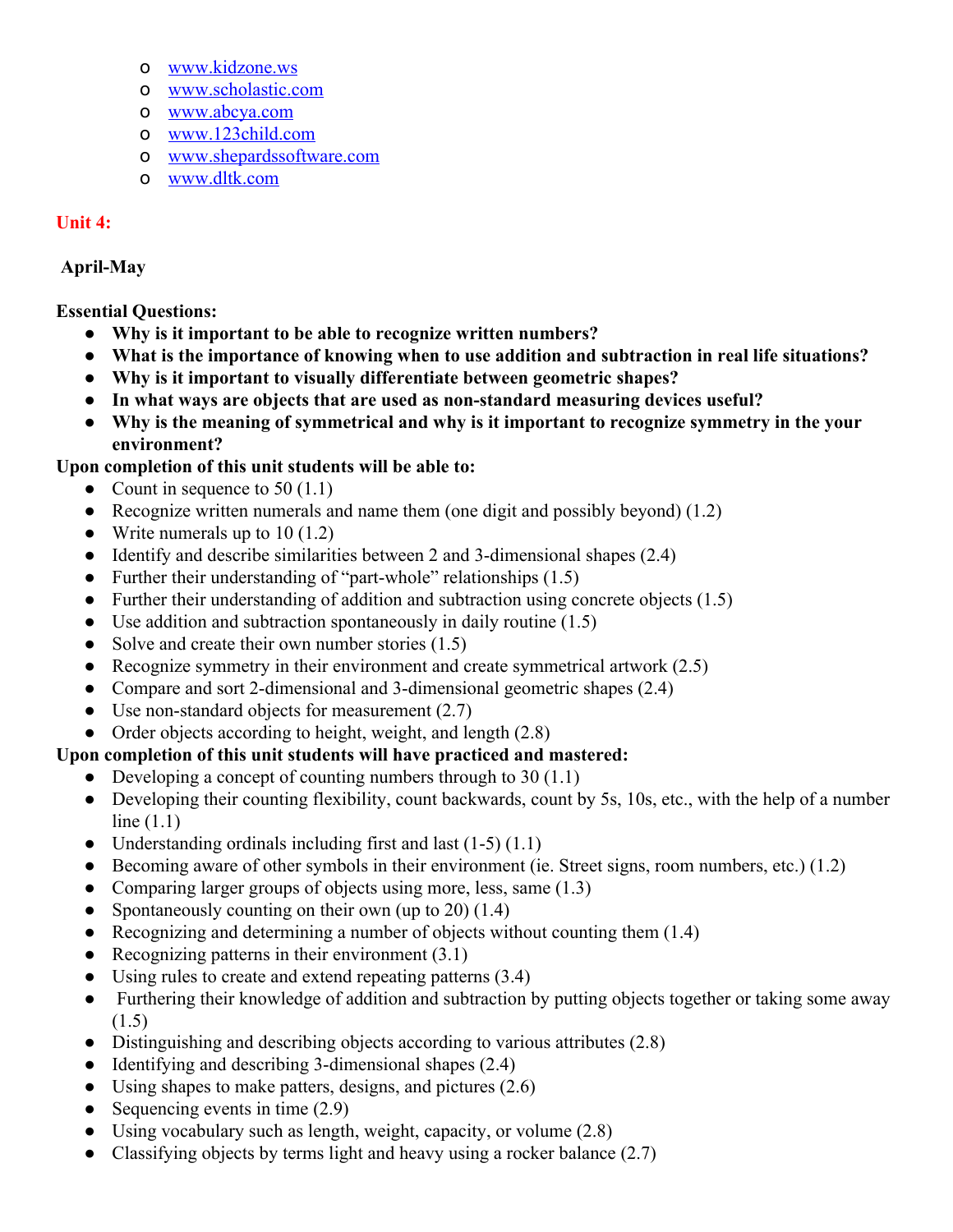- www.kidzone.ws
- www.scholastic.com
- www.abcya.com
- www.123child.com
- www.shepardssoftware.com
- www.dltk.com

**Unit 4:**

**April-May**

**Essential Questions:**

- **Why is it important to be able to recognize written numbers?**
- **What is the importance of knowing when to use addition and subtraction in real life situations?**
- **Why is it important to visually differentiate between geometric shapes?**
- **In what ways are objects that are used as non-standard measuring devices useful?**
- **Why is the meaning of symmetrical and why is it important to recognize symmetry in the your environment?**

**Upon completion of this unit students will be able to:**

- Count in sequence to 50 (1.1)
- Recognize written numerals and name them (one digit and possibly beyond) (1.2)
- Write numerals up to 10 (1.2)
- Identify and describe similarities between 2 and 3-dimensional shapes (2.4)
- Further their understanding of "part-whole" relationships (1.5)
- Further their understanding of addition and subtraction using concrete objects (1.5)
- Use addition and subtraction spontaneously in daily routine (1.5)
- Solve and create their own number stories (1.5)
- Recognize symmetry in their environment and create symmetrical artwork (2.5)
- Compare and sort 2-dimensional and 3-dimensional geometric shapes (2.4)
- Use non-standard objects for measurement (2.7)
- Order objects according to height, weight, and length (2.8)

**Upon completion of this unit students will have practiced and mastered:**

- Developing a concept of counting numbers through to 30 (1.1)
- Developing their counting flexibility, count backwards, count by 5s, 10s, etc., with the help of a number line (1.1)
- Understanding ordinals including first and last (1-5) (1.1)
- Becoming aware of other symbols in their environment (ie. Street signs, room numbers, etc.) (1.2)
- Comparing larger groups of objects using more, less, same (1.3)
- Spontaneously counting on their own (up to 20) (1.4)
- Recognizing and determining a number of objects without counting them (1.4)
- Recognizing patterns in their environment (3.1)
- Using rules to create and extend repeating patterns (3.4)
- Furthering their knowledge of addition and subtraction by putting objects together or taking some away (1.5)
- Distinguishing and describing objects according to various attributes (2.8)
- Identifying and describing 3-dimensional shapes (2.4)
- Using shapes to make patters, designs, and pictures (2.6)
- Sequencing events in time (2.9)
- Using vocabulary such as length, weight, capacity, or volume (2.8)
- Classifying objects by terms light and heavy using a rocker balance (2.7)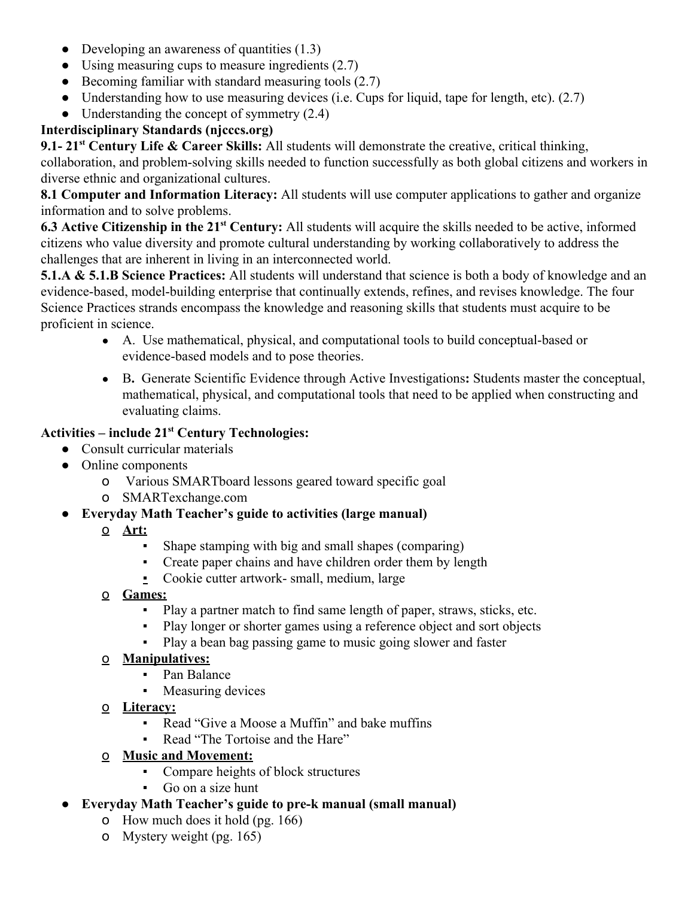- Developing an awareness of quantities (1.3)
- Using measuring cups to measure ingredients (2.7)
- Becoming familiar with standard measuring tools (2.7)
- Understanding how to use measuring devices (i.e. Cups for liquid, tape for length, etc). (2.7)
- Understanding the concept of symmetry (2.4)

**Interdisciplinary Standards (njcccs.org)**

**9.1- 21st Century Life & Career Skills:** All students will demonstrate the creative, critical thinking, collaboration, and problem-solving skills needed to function successfully as both global citizens and workers in diverse ethnic and organizational cultures.

**8.1 Computer and Information Literacy:** All students will use computer applications to gather and organize information and to solve problems.

**6.3 Active Citizenship in the 21st Century:** All students will acquire the skills needed to be active, informed citizens who value diversity and promote cultural understanding by working collaboratively to address the challenges that are inherent in living in an interconnected world.

**5.1.A & 5.1.B Science Practices:** All students will understand that science is both a body of knowledge and an evidence-based, model-building enterprise that continually extends, refines, and revises knowledge. The four Science Practices strands encompass the knowledge and reasoning skills that students must acquire to be proficient in science.

- A. Use mathematical, physical, and computational tools to build conceptual-based or evidence-based models and to pose theories.
- B**.** Generate Scientific Evidence through Active Investigations**:** Students master the conceptual, mathematical, physical, and computational tools that need to be applied when constructing and evaluating claims.

**Activities – include 21st Century Technologies:**

- Consult curricular materials
- Online components
  - Various SMARTboard lessons geared toward specific goal
  - SMARTexchange.com
- **Everyday Math Teacher's guide to activities (large manual)**
  - **Art:**
    - Shape stamping with big and small shapes (comparing)
    - Create paper chains and have children order them by length
    - Cookie cutter artwork- small, medium, large
  - **Games:**
    - Play a partner match to find same length of paper, straws, sticks, etc.
    - Play longer or shorter games using a reference object and sort objects
    - Play a bean bag passing game to music going slower and faster
  - **Manipulatives:**
    - Pan Balance
    - Measuring devices
  - **Literacy:**
    - Read "Give a Moose a Muffin" and bake muffins
    - Read "The Tortoise and the Hare"
  - **Music and Movement:**
    - Compare heights of block structures
    - Go on a size hunt
- **Everyday Math Teacher's guide to pre-k manual (small manual)**
  - How much does it hold (pg. 166)
  - Mystery weight (pg. 165)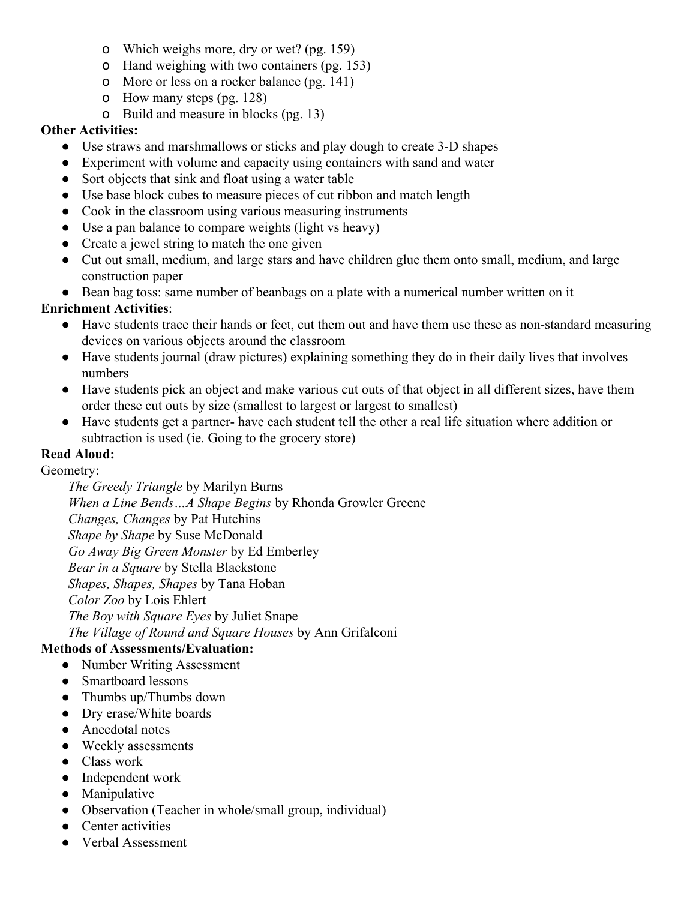- Which weighs more, dry or wet? (pg. 159)
  - Hand weighing with two containers (pg. 153)
  - More or less on a rocker balance (pg. 141)
  - How many steps (pg. 128)
  - Build and measure in blocks (pg. 13)

**Other Activities:**

- Use straws and marshmallows or sticks and play dough to create 3-D shapes
- Experiment with volume and capacity using containers with sand and water
- Sort objects that sink and float using a water table
- Use base block cubes to measure pieces of cut ribbon and match length
- Cook in the classroom using various measuring instruments
- Use a pan balance to compare weights (light vs heavy)
- Create a jewel string to match the one given
- Cut out small, medium, and large stars and have children glue them onto small, medium, and large construction paper
- Bean bag toss: same number of beanbags on a plate with a numerical number written on it

**Enrichment Activities**:

- Have students trace their hands or feet, cut them out and have them use these as non-standard measuring devices on various objects around the classroom
- Have students journal (draw pictures) explaining something they do in their daily lives that involves numbers
- Have students pick an object and make various cut outs of that object in all different sizes, have them order these cut outs by size (smallest to largest or largest to smallest)
- Have students get a partner- have each student tell the other a real life situation where addition or subtraction is used (ie. Going to the grocery store)

**Read Aloud:**

<u>Geometry:</u>

*The Greedy Triangle* by Marilyn Burns
*When a Line Bends…A Shape Begins* by Rhonda Growler Greene
*Changes, Changes* by Pat Hutchins
*Shape by Shape* by Suse McDonald
*Go Away Big Green Monster* by Ed Emberley
*Bear in a Square* by Stella Blackstone
*Shapes, Shapes, Shapes* by Tana Hoban
*Color Zoo* by Lois Ehlert
*The Boy with Square Eyes* by Juliet Snape
*The Village of Round and Square Houses* by Ann Grifalconi

**Methods of Assessments/Evaluation:**

- Number Writing Assessment
- Smartboard lessons
- Thumbs up/Thumbs down
- Dry erase/White boards
- Anecdotal notes
- Weekly assessments
- Class work
- Independent work
- Manipulative
- Observation (Teacher in whole/small group, individual)
- Center activities
- Verbal Assessment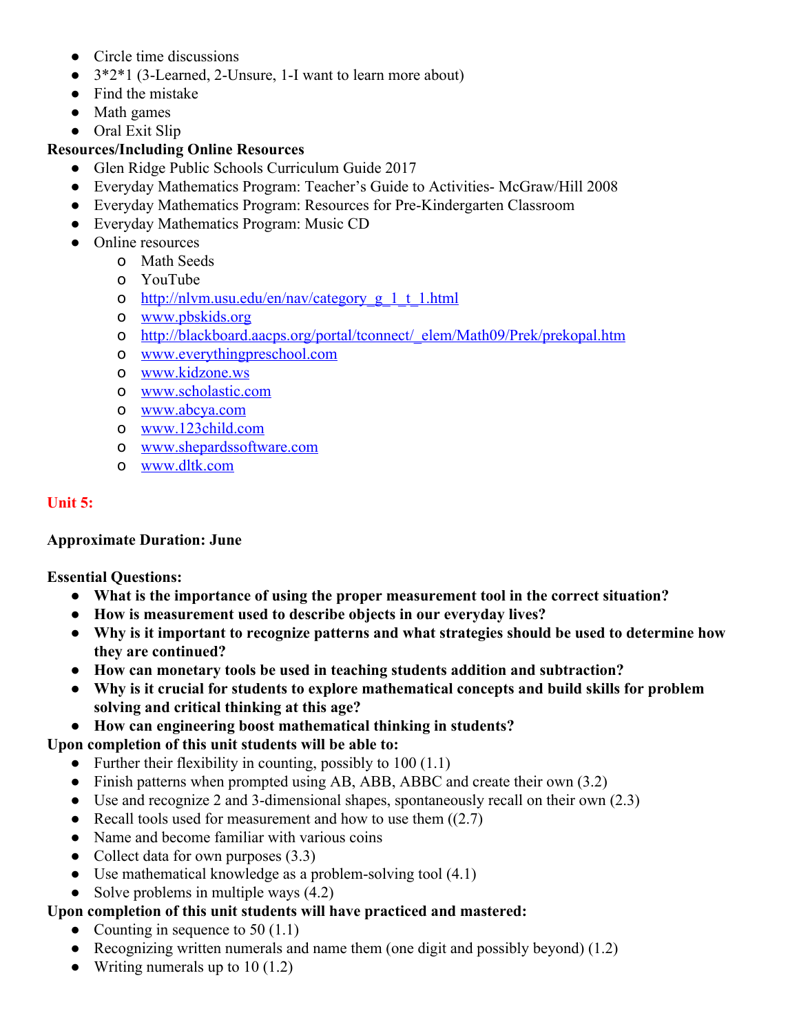- Circle time discussions
- 3*2*1 (3-Learned, 2-Unsure, 1-I want to learn more about)
- Find the mistake
- Math games
- Oral Exit Slip

**Resources/Including Online Resources**

- Glen Ridge Public Schools Curriculum Guide 2017
- Everyday Mathematics Program: Teacher's Guide to Activities- McGraw/Hill 2008
- Everyday Mathematics Program: Resources for Pre-Kindergarten Classroom
- Everyday Mathematics Program: Music CD
- Online resources
    - Math Seeds
    - YouTube
    - http://nlvm.usu.edu/en/nav/category_g_1_t_1.html
    - www.pbskids.org
    - http://blackboard.aacps.org/portal/tconnect/_elem/Math09/Prek/prekopal.htm
    - www.everythingpreschool.com
    - www.kidzone.ws
    - www.scholastic.com
    - www.abcya.com
    - www.123child.com
    - www.shepardssoftware.com
    - www.dltk.com

## Unit 5:

**Approximate Duration: June**

**Essential Questions:**

- **What is the importance of using the proper measurement tool in the correct situation?**
- **How is measurement used to describe objects in our everyday lives?**
- **Why is it important to recognize patterns and what strategies should be used to determine how they are continued?**
- **How can monetary tools be used in teaching students addition and subtraction?**
- **Why is it crucial for students to explore mathematical concepts and build skills for problem solving and critical thinking at this age?**
- **How can engineering boost mathematical thinking in students?**

**Upon completion of this unit students will be able to:**

- Further their flexibility in counting, possibly to 100 (1.1)
- Finish patterns when prompted using AB, ABB, ABBC and create their own (3.2)
- Use and recognize 2 and 3-dimensional shapes, spontaneously recall on their own (2.3)
- Recall tools used for measurement and how to use them ((2.7)
- Name and become familiar with various coins
- Collect data for own purposes (3.3)
- Use mathematical knowledge as a problem-solving tool (4.1)
- Solve problems in multiple ways (4.2)

**Upon completion of this unit students will have practiced and mastered:**

- Counting in sequence to 50 (1.1)
- Recognizing written numerals and name them (one digit and possibly beyond) (1.2)
- Writing numerals up to 10 (1.2)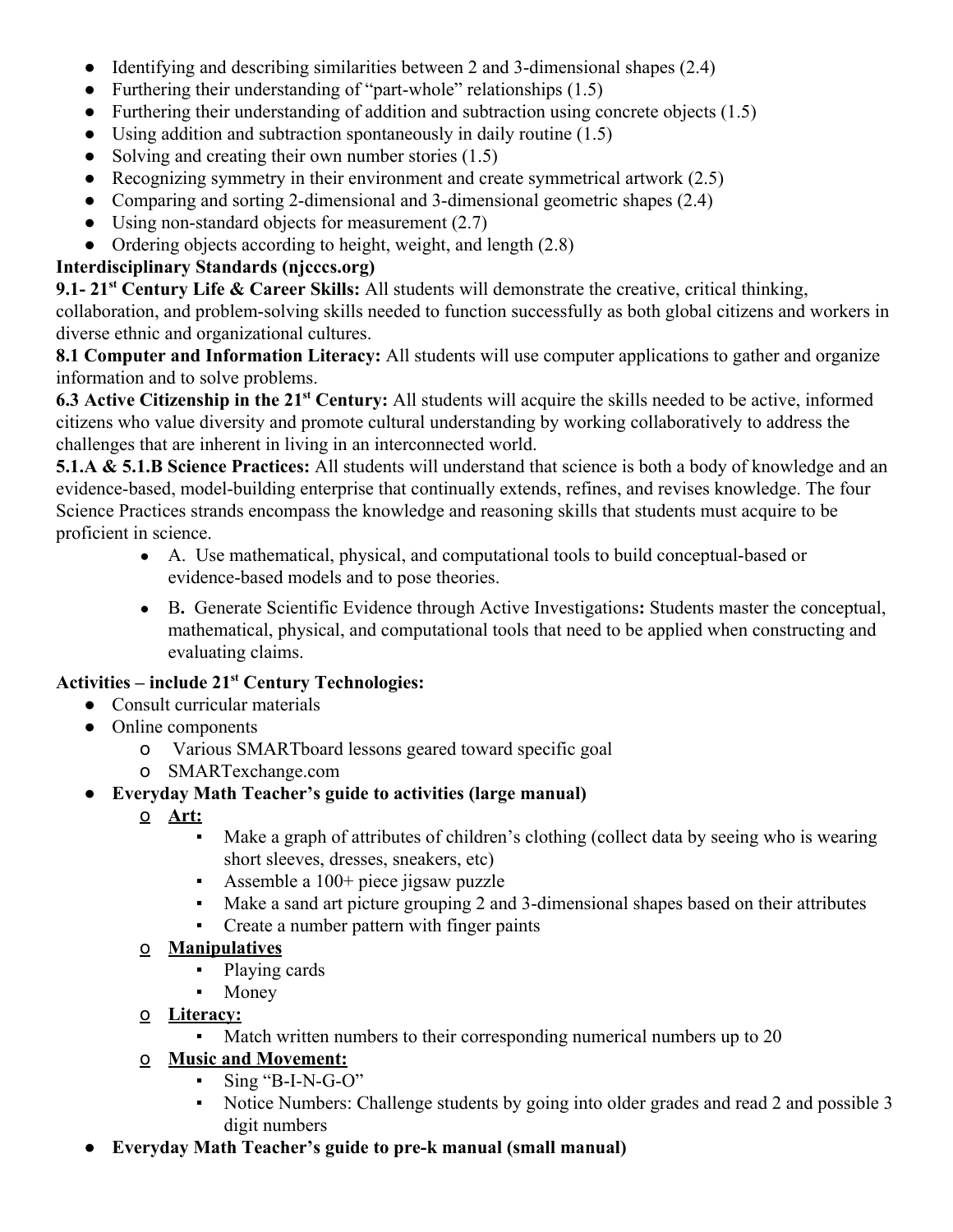- Identifying and describing similarities between 2 and 3-dimensional shapes (2.4)
- Furthering their understanding of "part-whole" relationships (1.5)
- Furthering their understanding of addition and subtraction using concrete objects (1.5)
- Using addition and subtraction spontaneously in daily routine (1.5)
- Solving and creating their own number stories (1.5)
- Recognizing symmetry in their environment and create symmetrical artwork (2.5)
- Comparing and sorting 2-dimensional and 3-dimensional geometric shapes (2.4)
- Using non-standard objects for measurement (2.7)
- Ordering objects according to height, weight, and length (2.8)

**Interdisciplinary Standards (njcccs.org)**

**9.1- 21st Century Life & Career Skills:** All students will demonstrate the creative, critical thinking, collaboration, and problem-solving skills needed to function successfully as both global citizens and workers in diverse ethnic and organizational cultures.

**8.1 Computer and Information Literacy:** All students will use computer applications to gather and organize information and to solve problems.

**6.3 Active Citizenship in the 21st Century:** All students will acquire the skills needed to be active, informed citizens who value diversity and promote cultural understanding by working collaboratively to address the challenges that are inherent in living in an interconnected world.

**5.1.A & 5.1.B Science Practices:** All students will understand that science is both a body of knowledge and an evidence-based, model-building enterprise that continually extends, refines, and revises knowledge. The four Science Practices strands encompass the knowledge and reasoning skills that students must acquire to be proficient in science.

- A. Use mathematical, physical, and computational tools to build conceptual-based or evidence-based models and to pose theories.
- B**.** Generate Scientific Evidence through Active Investigations**:** Students master the conceptual, mathematical, physical, and computational tools that need to be applied when constructing and evaluating claims.

**Activities – include 21st Century Technologies:**

- Consult curricular materials
- Online components
  - Various SMARTboard lessons geared toward specific goal
  - SMARTexchange.com
- **Everyday Math Teacher's guide to activities (large manual)**
  - **Art:**
    - Make a graph of attributes of children's clothing (collect data by seeing who is wearing short sleeves, dresses, sneakers, etc)
    - Assemble a 100+ piece jigsaw puzzle
    - Make a sand art picture grouping 2 and 3-dimensional shapes based on their attributes
    - Create a number pattern with finger paints
  - **Manipulatives**
    - Playing cards
    - Money
  - **Literacy:**
    - Match written numbers to their corresponding numerical numbers up to 20
  - **Music and Movement:**
    - Sing "B-I-N-G-O"
    - Notice Numbers: Challenge students by going into older grades and read 2 and possible 3 digit numbers
- **Everyday Math Teacher's guide to pre-k manual (small manual)**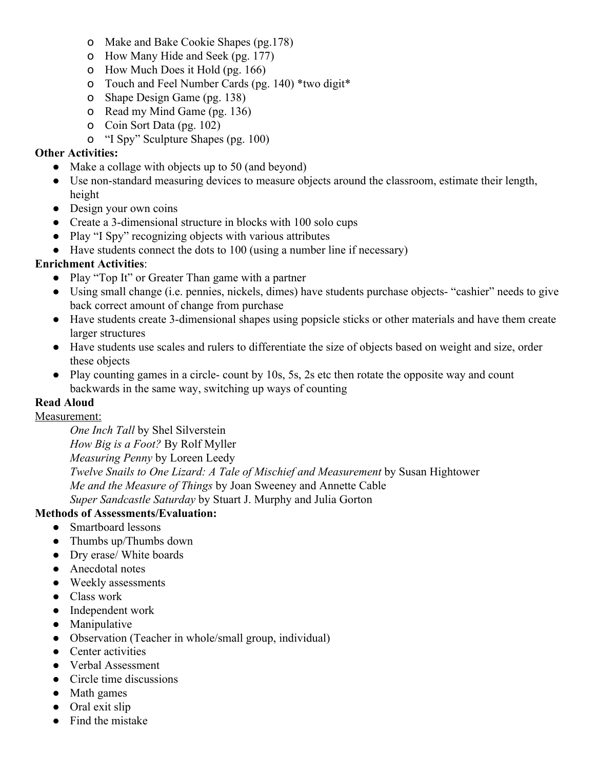- Make and Bake Cookie Shapes (pg.178)
- How Many Hide and Seek (pg. 177)
- How Much Does it Hold (pg. 166)
- Touch and Feel Number Cards (pg. 140) *two digit*
- Shape Design Game (pg. 138)
- Read my Mind Game (pg. 136)
- Coin Sort Data (pg. 102)
- "I Spy" Sculpture Shapes (pg. 100)

**Other Activities:**

- Make a collage with objects up to 50 (and beyond)
- Use non-standard measuring devices to measure objects around the classroom, estimate their length, height
- Design your own coins
- Create a 3-dimensional structure in blocks with 100 solo cups
- Play "I Spy" recognizing objects with various attributes
- Have students connect the dots to 100 (using a number line if necessary)

**Enrichment Activities**:

- Play "Top It" or Greater Than game with a partner
- Using small change (i.e. pennies, nickels, dimes) have students purchase objects- "cashier" needs to give back correct amount of change from purchase
- Have students create 3-dimensional shapes using popsicle sticks or other materials and have them create larger structures
- Have students use scales and rulers to differentiate the size of objects based on weight and size, order these objects
- Play counting games in a circle- count by 10s, 5s, 2s etc then rotate the opposite way and count backwards in the same way, switching up ways of counting

**Read Aloud**

<u>Measurement:</u>

*One Inch Tall* by Shel Silverstein
*How Big is a Foot?* By Rolf Myller
*Measuring Penny* by Loreen Leedy
*Twelve Snails to One Lizard: A Tale of Mischief and Measurement* by Susan Hightower
*Me and the Measure of Things* by Joan Sweeney and Annette Cable
*Super Sandcastle Saturday* by Stuart J. Murphy and Julia Gorton

**Methods of Assessments/Evaluation:**

- Smartboard lessons
- Thumbs up/Thumbs down
- Dry erase/ White boards
- Anecdotal notes
- Weekly assessments
- Class work
- Independent work
- Manipulative
- Observation (Teacher in whole/small group, individual)
- Center activities
- Verbal Assessment
- Circle time discussions
- Math games
- Oral exit slip
- Find the mistake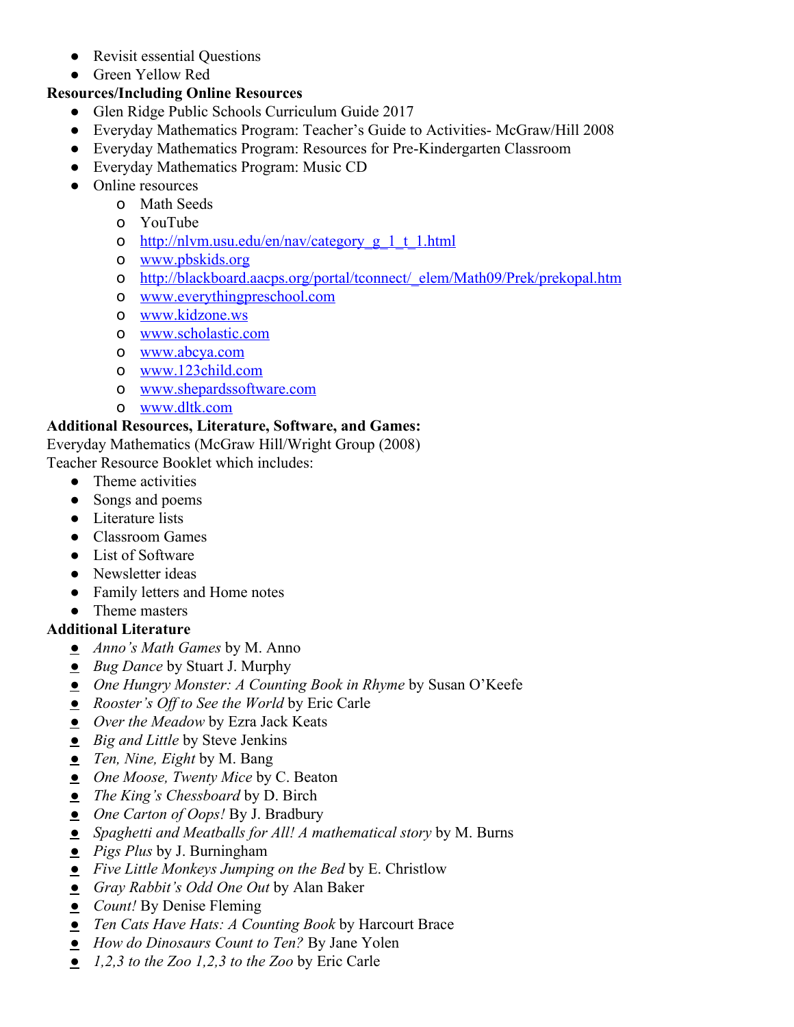- Revisit essential Questions
- Green Yellow Red

**Resources/Including Online Resources**

- Glen Ridge Public Schools Curriculum Guide 2017
- Everyday Mathematics Program: Teacher's Guide to Activities- McGraw/Hill 2008
- Everyday Mathematics Program: Resources for Pre-Kindergarten Classroom
- Everyday Mathematics Program: Music CD
- Online resources
  - Math Seeds
  - YouTube
  - [http://nlvm.usu.edu/en/nav/category_g_1_t_1.html](http://nlvm.usu.edu/en/nav/category_g_1_t_1.html)
  - [www.pbskids.org](http://www.pbskids.org)
  - [http://blackboard.aacps.org/portal/tconnect/_elem/Math09/Prek/prekopal.htm](http://blackboard.aacps.org/portal/tconnect/_elem/Math09/Prek/prekopal.htm)
  - [www.everythingpreschool.com](http://www.everythingpreschool.com)
  - [www.kidzone.ws](http://www.kidzone.ws)
  - [www.scholastic.com](http://www.scholastic.com)
  - [www.abcya.com](http://www.abcya.com)
  - [www.123child.com](http://www.123child.com)
  - [www.shepardssoftware.com](http://www.shepardssoftware.com)
  - [www.dltk.com](http://www.dltk.com)

**Additional Resources, Literature, Software, and Games:**

Everyday Mathematics (McGraw Hill/Wright Group (2008)

Teacher Resource Booklet which includes:

- Theme activities
- Songs and poems
- Literature lists
- Classroom Games
- List of Software
- Newsletter ideas
- Family letters and Home notes
- Theme masters

**Additional Literature**

- *Anno's Math Games* by M. Anno
- *Bug Dance* by Stuart J. Murphy
- *One Hungry Monster: A Counting Book in Rhyme* by Susan O'Keefe
- *Rooster's Off to See the World* by Eric Carle
- *Over the Meadow* by Ezra Jack Keats
- *Big and Little* by Steve Jenkins
- *Ten, Nine, Eight* by M. Bang
- *One Moose, Twenty Mice* by C. Beaton
- *The King's Chessboard* by D. Birch
- *One Carton of Oops!* By J. Bradbury
- *Spaghetti and Meatballs for All! A mathematical story* by M. Burns
- *Pigs Plus* by J. Burningham
- *Five Little Monkeys Jumping on the Bed* by E. Christlow
- *Gray Rabbit's Odd One Out* by Alan Baker
- *Count!* By Denise Fleming
- *Ten Cats Have Hats: A Counting Book* by Harcourt Brace
- *How do Dinosaurs Count to Ten?* By Jane Yolen
- *1,2,3 to the Zoo 1,2,3 to the Zoo* by Eric Carle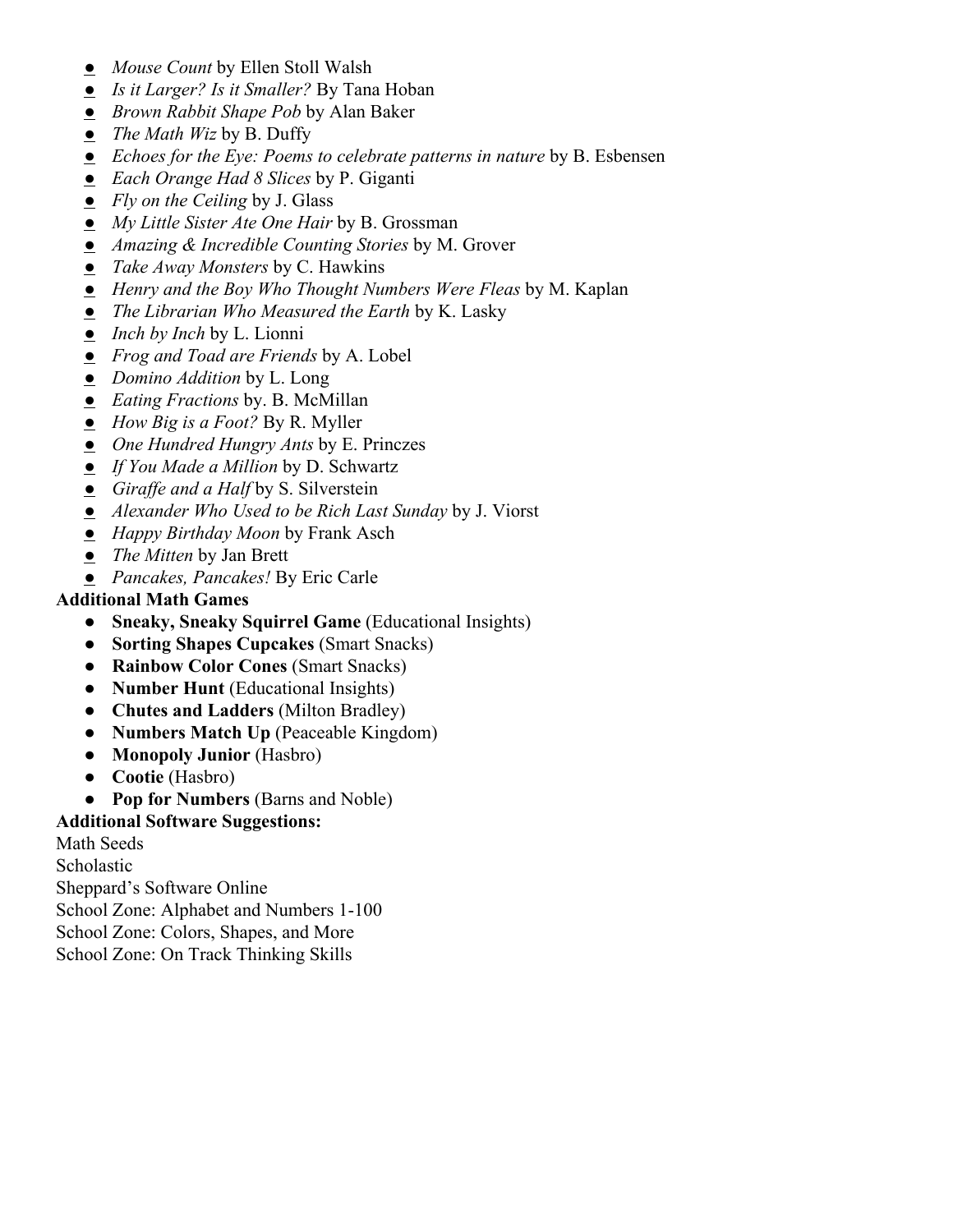- *Mouse Count* by Ellen Stoll Walsh
- *Is it Larger? Is it Smaller?* By Tana Hoban
- *Brown Rabbit Shape Pob* by Alan Baker
- *The Math Wiz* by B. Duffy
- *Echoes for the Eye: Poems to celebrate patterns in nature* by B. Esbensen
- *Each Orange Had 8 Slices* by P. Giganti
- *Fly on the Ceiling* by J. Glass
- *My Little Sister Ate One Hair* by B. Grossman
- *Amazing & Incredible Counting Stories* by M. Grover
- *Take Away Monsters* by C. Hawkins
- *Henry and the Boy Who Thought Numbers Were Fleas* by M. Kaplan
- *The Librarian Who Measured the Earth* by K. Lasky
- *Inch by Inch* by L. Lionni
- *Frog and Toad are Friends* by A. Lobel
- *Domino Addition* by L. Long
- *Eating Fractions* by. B. McMillan
- *How Big is a Foot?* By R. Myller
- *One Hundred Hungry Ants* by E. Princzes
- *If You Made a Million* by D. Schwartz
- *Giraffe and a Half* by S. Silverstein
- *Alexander Who Used to be Rich Last Sunday* by J. Viorst
- *Happy Birthday Moon* by Frank Asch
- *The Mitten* by Jan Brett
- *Pancakes, Pancakes!* By Eric Carle

**Additional Math Games**

- **Sneaky, Sneaky Squirrel Game** (Educational Insights)
- **Sorting Shapes Cupcakes** (Smart Snacks)
- **Rainbow Color Cones** (Smart Snacks)
- **Number Hunt** (Educational Insights)
- **Chutes and Ladders** (Milton Bradley)
- **Numbers Match Up** (Peaceable Kingdom)
- **Monopoly Junior** (Hasbro)
- **Cootie** (Hasbro)
- **Pop for Numbers** (Barns and Noble)

**Additional Software Suggestions:**

Math Seeds

Scholastic

Sheppard's Software Online

School Zone: Alphabet and Numbers 1-100

School Zone: Colors, Shapes, and More

School Zone: On Track Thinking Skills